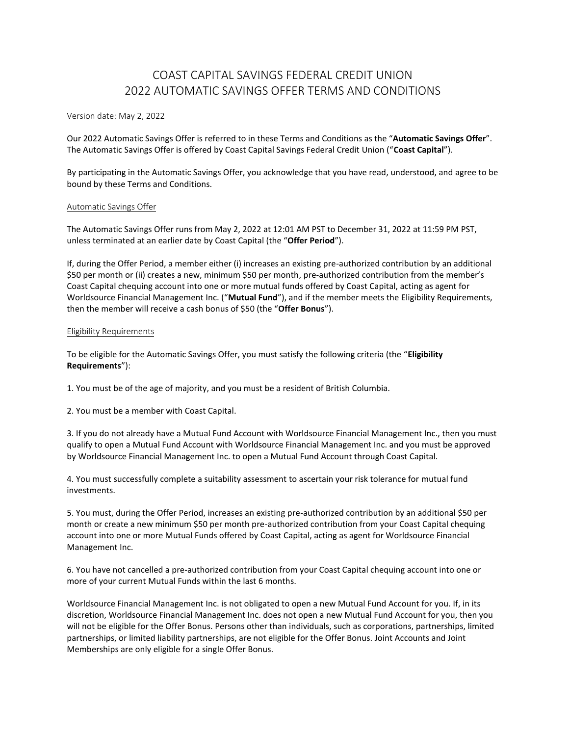# COAST CAPITAL SAVINGS FEDERAL CREDIT UNION
# 2022 AUTOMATIC SAVINGS OFFER TERMS AND CONDITIONS

Version date: May 2, 2022

Our 2022 Automatic Savings Offer is referred to in these Terms and Conditions as the "**Automatic Savings Offer**". The Automatic Savings Offer is offered by Coast Capital Savings Federal Credit Union ("**Coast Capital**").

By participating in the Automatic Savings Offer, you acknowledge that you have read, understood, and agree to be bound by these Terms and Conditions.

## Automatic Savings Offer

The Automatic Savings Offer runs from May 2, 2022 at 12:01 AM PST to December 31, 2022 at 11:59 PM PST, unless terminated at an earlier date by Coast Capital (the "**Offer Period**").

If, during the Offer Period, a member either (i) increases an existing pre-authorized contribution by an additional $50 per month or (ii) creates a new, minimum $50 per month, pre-authorized contribution from the member's Coast Capital chequing account into one or more mutual funds offered by Coast Capital, acting as agent for Worldsource Financial Management Inc. ("**Mutual Fund**"), and if the member meets the Eligibility Requirements, then the member will receive a cash bonus of $50 (the "**Offer Bonus**").

## Eligibility Requirements

To be eligible for the Automatic Savings Offer, you must satisfy the following criteria (the "**Eligibility Requirements**"):

1. You must be of the age of majority, and you must be a resident of British Columbia.

2. You must be a member with Coast Capital.

3. If you do not already have a Mutual Fund Account with Worldsource Financial Management Inc., then you must qualify to open a Mutual Fund Account with Worldsource Financial Management Inc. and you must be approved by Worldsource Financial Management Inc. to open a Mutual Fund Account through Coast Capital.

4. You must successfully complete a suitability assessment to ascertain your risk tolerance for mutual fund investments.

5. You must, during the Offer Period, increases an existing pre-authorized contribution by an additional $50 per month or create a new minimum $50 per month pre-authorized contribution from your Coast Capital chequing account into one or more Mutual Funds offered by Coast Capital, acting as agent for Worldsource Financial Management Inc.

6. You have not cancelled a pre-authorized contribution from your Coast Capital chequing account into one or more of your current Mutual Funds within the last 6 months.

Worldsource Financial Management Inc. is not obligated to open a new Mutual Fund Account for you. If, in its discretion, Worldsource Financial Management Inc. does not open a new Mutual Fund Account for you, then you will not be eligible for the Offer Bonus. Persons other than individuals, such as corporations, partnerships, limited partnerships, or limited liability partnerships, are not eligible for the Offer Bonus. Joint Accounts and Joint Memberships are only eligible for a single Offer Bonus.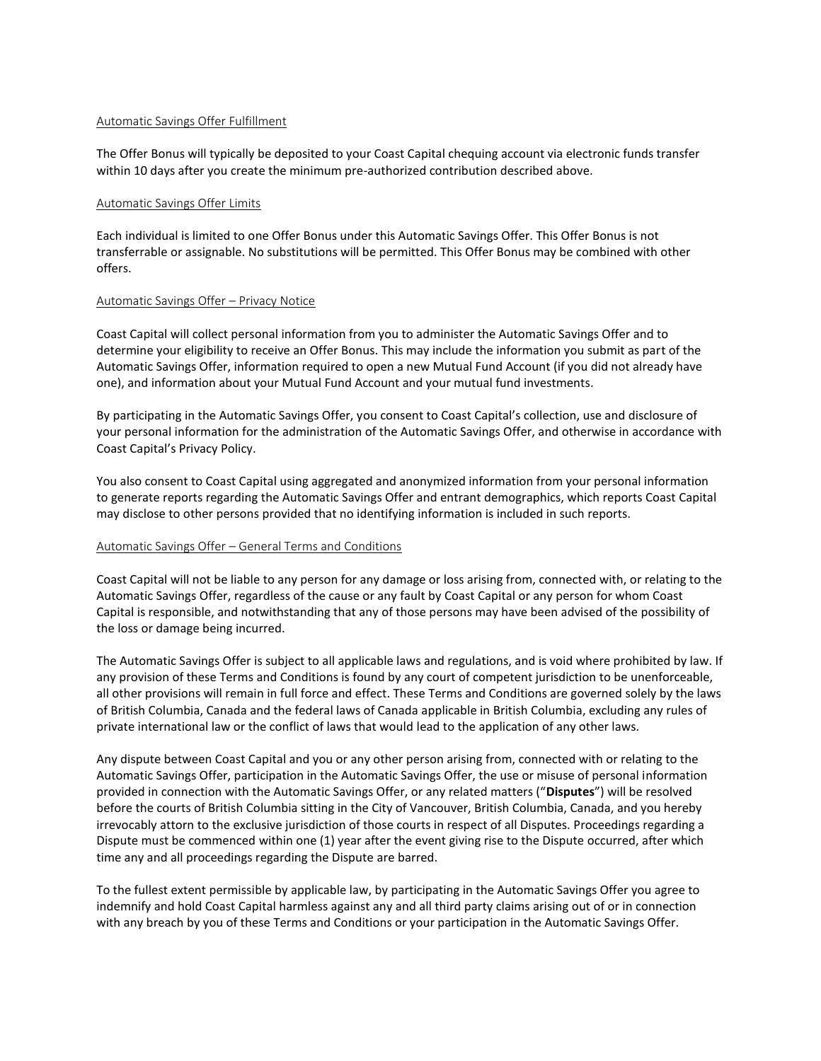Automatic Savings Offer Fulfillment

The Offer Bonus will typically be deposited to your Coast Capital chequing account via electronic funds transfer within 10 days after you create the minimum pre-authorized contribution described above.

Automatic Savings Offer Limits

Each individual is limited to one Offer Bonus under this Automatic Savings Offer. This Offer Bonus is not transferrable or assignable. No substitutions will be permitted. This Offer Bonus may be combined with other offers.

Automatic Savings Offer – Privacy Notice

Coast Capital will collect personal information from you to administer the Automatic Savings Offer and to determine your eligibility to receive an Offer Bonus. This may include the information you submit as part of the Automatic Savings Offer, information required to open a new Mutual Fund Account (if you did not already have one), and information about your Mutual Fund Account and your mutual fund investments.

By participating in the Automatic Savings Offer, you consent to Coast Capital's collection, use and disclosure of your personal information for the administration of the Automatic Savings Offer, and otherwise in accordance with Coast Capital's Privacy Policy.

You also consent to Coast Capital using aggregated and anonymized information from your personal information to generate reports regarding the Automatic Savings Offer and entrant demographics, which reports Coast Capital may disclose to other persons provided that no identifying information is included in such reports.

Automatic Savings Offer – General Terms and Conditions

Coast Capital will not be liable to any person for any damage or loss arising from, connected with, or relating to the Automatic Savings Offer, regardless of the cause or any fault by Coast Capital or any person for whom Coast Capital is responsible, and notwithstanding that any of those persons may have been advised of the possibility of the loss or damage being incurred.

The Automatic Savings Offer is subject to all applicable laws and regulations, and is void where prohibited by law. If any provision of these Terms and Conditions is found by any court of competent jurisdiction to be unenforceable, all other provisions will remain in full force and effect. These Terms and Conditions are governed solely by the laws of British Columbia, Canada and the federal laws of Canada applicable in British Columbia, excluding any rules of private international law or the conflict of laws that would lead to the application of any other laws.

Any dispute between Coast Capital and you or any other person arising from, connected with or relating to the Automatic Savings Offer, participation in the Automatic Savings Offer, the use or misuse of personal information provided in connection with the Automatic Savings Offer, or any related matters ("**Disputes**") will be resolved before the courts of British Columbia sitting in the City of Vancouver, British Columbia, Canada, and you hereby irrevocably attorn to the exclusive jurisdiction of those courts in respect of all Disputes. Proceedings regarding a Dispute must be commenced within one (1) year after the event giving rise to the Dispute occurred, after which time any and all proceedings regarding the Dispute are barred.

To the fullest extent permissible by applicable law, by participating in the Automatic Savings Offer you agree to indemnify and hold Coast Capital harmless against any and all third party claims arising out of or in connection with any breach by you of these Terms and Conditions or your participation in the Automatic Savings Offer.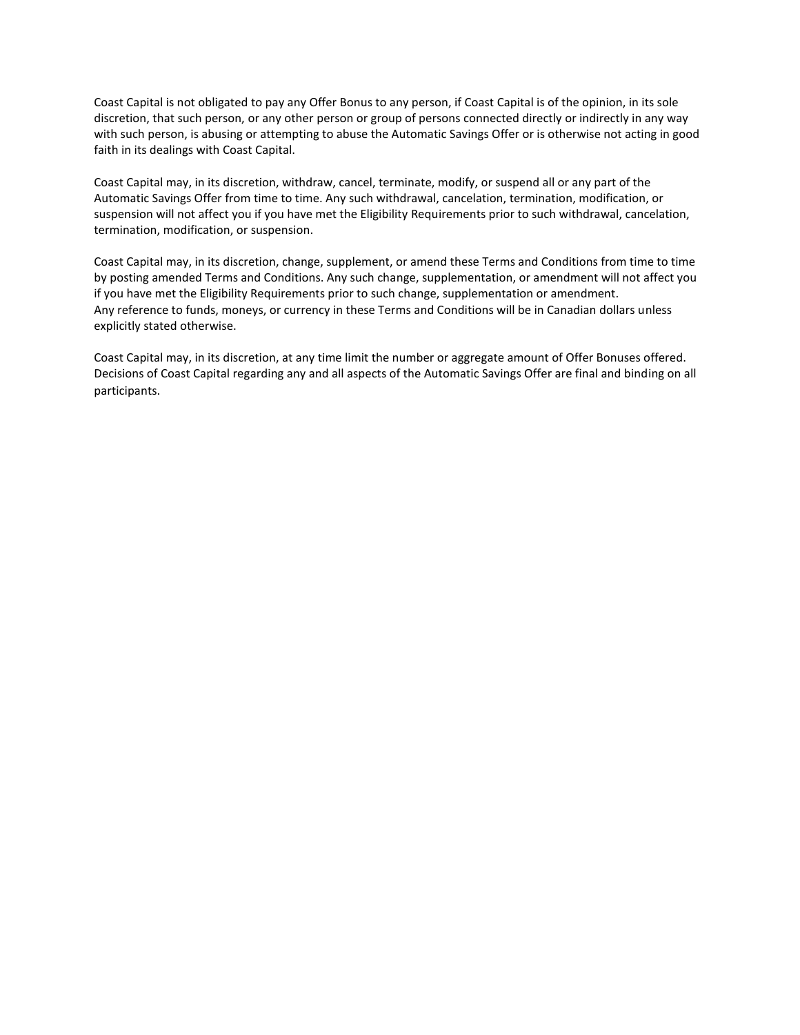Coast Capital is not obligated to pay any Offer Bonus to any person, if Coast Capital is of the opinion, in its sole discretion, that such person, or any other person or group of persons connected directly or indirectly in any way with such person, is abusing or attempting to abuse the Automatic Savings Offer or is otherwise not acting in good faith in its dealings with Coast Capital.

Coast Capital may, in its discretion, withdraw, cancel, terminate, modify, or suspend all or any part of the Automatic Savings Offer from time to time. Any such withdrawal, cancelation, termination, modification, or suspension will not affect you if you have met the Eligibility Requirements prior to such withdrawal, cancelation, termination, modification, or suspension.

Coast Capital may, in its discretion, change, supplement, or amend these Terms and Conditions from time to time by posting amended Terms and Conditions. Any such change, supplementation, or amendment will not affect you if you have met the Eligibility Requirements prior to such change, supplementation or amendment.
Any reference to funds, moneys, or currency in these Terms and Conditions will be in Canadian dollars unless explicitly stated otherwise.

Coast Capital may, in its discretion, at any time limit the number or aggregate amount of Offer Bonuses offered. Decisions of Coast Capital regarding any and all aspects of the Automatic Savings Offer are final and binding on all participants.